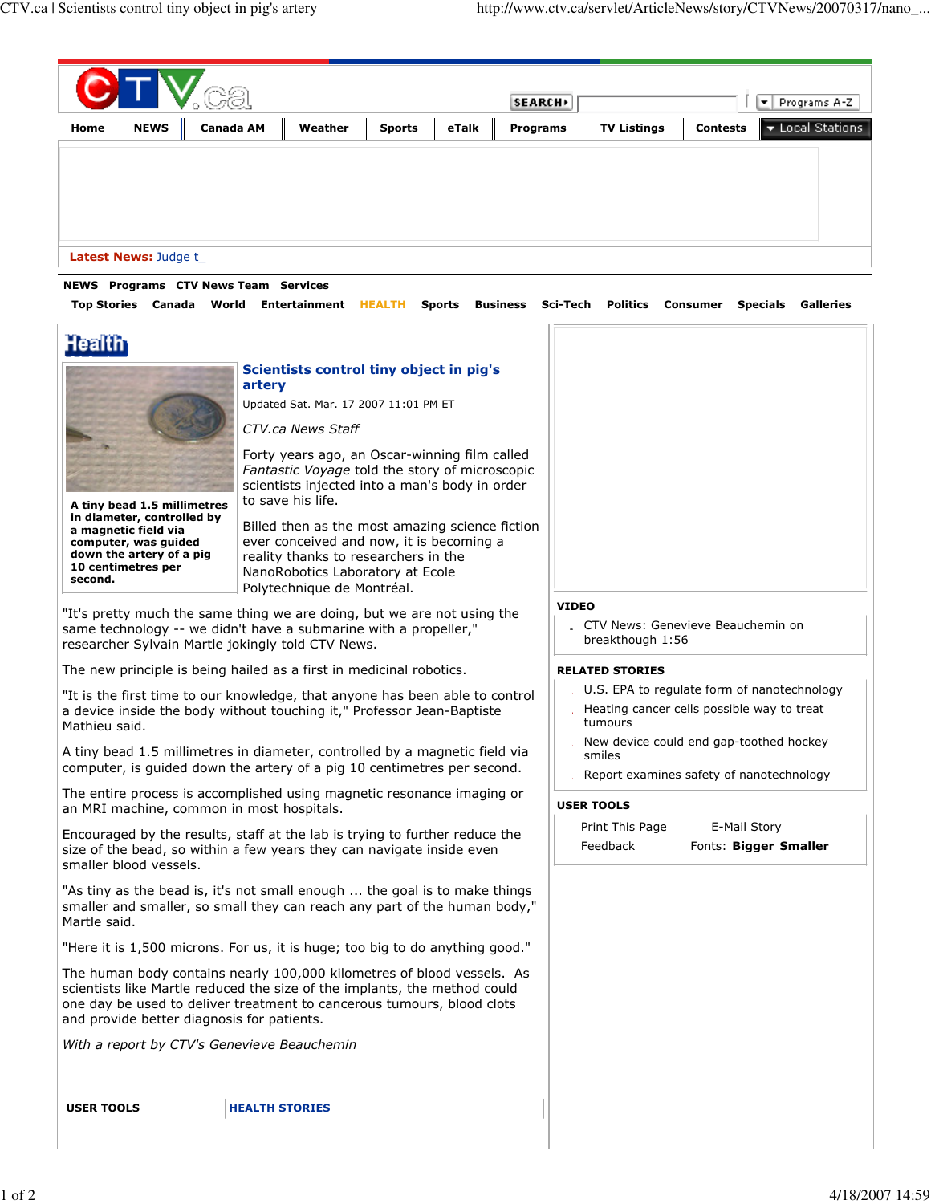# Scientists control tiny object in pig's artery

Updated Sat. Mar. 17 2007 11:01 PM ET

*CTV.ca News Staff*

**A tiny bead 1.5 millimetres in diameter, controlled by a magnetic field via computer, was guided down the artery of a pig 10 centimetres per second.**

Forty years ago, an Oscar-winning film called *Fantastic Voyage* told the story of microscopic scientists injected into a man's body in order to save his life.

Billed then as the most amazing science fiction ever conceived and now, it is becoming a reality thanks to researchers in the NanoRobotics Laboratory at Ecole Polytechnique de Montréal.

"It's pretty much the same thing we are doing, but we are not using the same technology -- we didn't have a submarine with a propeller," researcher Sylvain Martle jokingly told CTV News.

The new principle is being hailed as a first in medicinal robotics.

"It is the first time to our knowledge, that anyone has been able to control a device inside the body without touching it," Professor Jean-Baptiste Mathieu said.

A tiny bead 1.5 millimetres in diameter, controlled by a magnetic field via computer, is guided down the artery of a pig 10 centimetres per second.

The entire process is accomplished using magnetic resonance imaging or an MRI machine, common in most hospitals.

Encouraged by the results, staff at the lab is trying to further reduce the size of the bead, so within a few years they can navigate inside even smaller blood vessels.

"As tiny as the bead is, it's not small enough ... the goal is to make things smaller and smaller, so small they can reach any part of the human body," Martle said.

"Here it is 1,500 microns. For us, it is huge; too big to do anything good."

The human body contains nearly 100,000 kilometres of blood vessels. As scientists like Martle reduced the size of the implants, the method could one day be used to deliver treatment to cancerous tumours, blood clots and provide better diagnosis for patients.

*With a report by CTV's Genevieve Beauchemin*

**VIDEO**

- CTV News: Genevieve Beauchemin on breakthough 1:56

**RELATED STORIES**

- U.S. EPA to regulate form of nanotechnology
- Heating cancer cells possible way to treat tumours
- New device could end gap-toothed hockey smiles
- Report examines safety of nanotechnology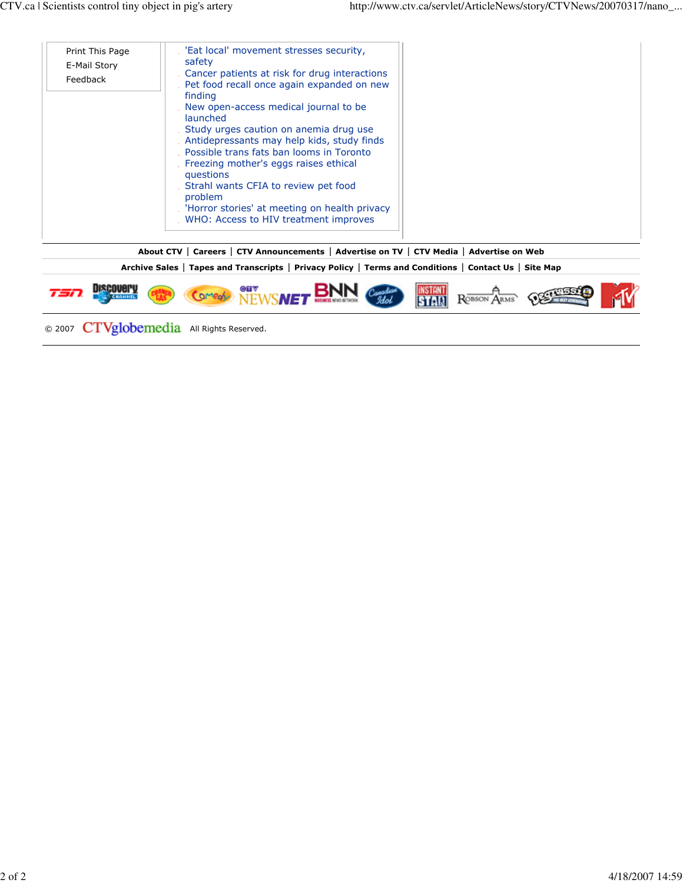Print This Page
E-Mail Story
Feedback

- 'Eat local' movement stresses security, safety
- Cancer patients at risk for drug interactions
- Pet food recall once again expanded on new finding
- New open-access medical journal to be launched
- Study urges caution on anemia drug use
- Antidepressants may help kids, study finds
- Possible trans fats ban looms in Toronto
- Freezing mother's eggs raises ethical questions
- Strahl wants CFIA to review pet food problem
- 'Horror stories' at meeting on health privacy
- WHO: Access to HIV treatment improves

**About CTV** | **Careers** | **CTV Announcements** | **Advertise on TV** | **CTV Media** | **Advertise on Web**

**Archive Sales** | **Tapes and Transcripts** | **Privacy Policy** | **Terms and Conditions** | **Contact Us** | **Site Map**

© 2007 CTVglobemedia All Rights Reserved.